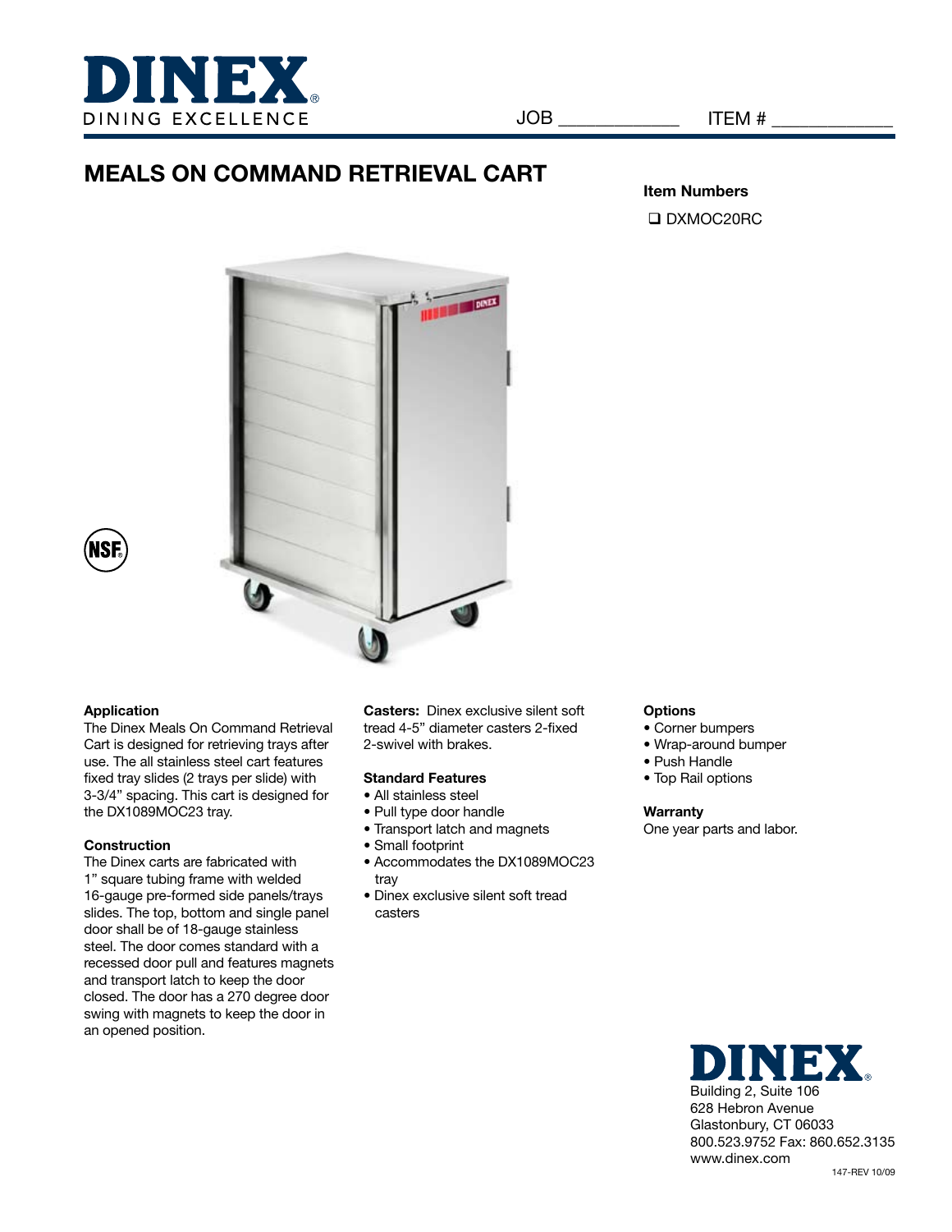DINEX
DINING EXCELLENCE

JOB ____________ ITEM # ____________

# MEALS ON COMMAND RETRIEVAL CART

**Item Numbers**

- ❑ DXMOC20RC

### Application

The Dinex Meals On Command Retrieval Cart is designed for retrieving trays after use. The all stainless steel cart features fixed tray slides (2 trays per slide) with 3-3/4" spacing. This cart is designed for the DX1089MOC23 tray.

### Construction

The Dinex carts are fabricated with 1" square tubing frame with welded 16-gauge pre-formed side panels/trays slides. The top, bottom and single panel door shall be of 18-gauge stainless steel. The door comes standard with a recessed door pull and features magnets and transport latch to keep the door closed. The door has a 270 degree door swing with magnets to keep the door in an opened position.

**Casters:** Dinex exclusive silent soft tread 4-5" diameter casters 2-fixed 2-swivel with brakes.

### Standard Features

- All stainless steel
- Pull type door handle
- Transport latch and magnets
- Small footprint
- Accommodates the DX1089MOC23 tray
- Dinex exclusive silent soft tread casters

### Options

- Corner bumpers
- Wrap-around bumper
- Push Handle
- Top Rail options

### Warranty

One year parts and labor.

DINEX
Building 2, Suite 106
628 Hebron Avenue
Glastonbury, CT 06033
800.523.9752 Fax: 860.652.3135
www.dinex.com

147-REV 10/09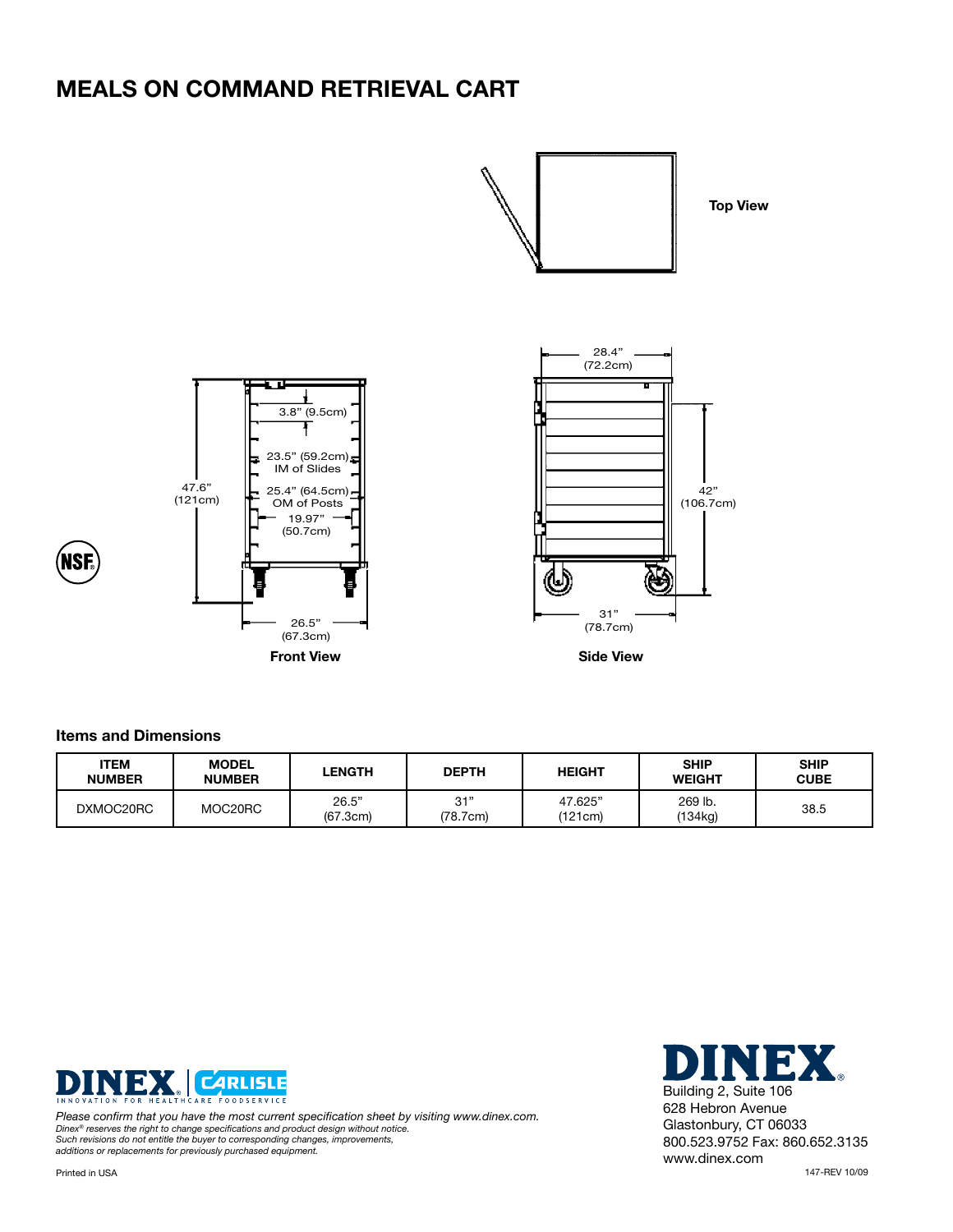# MEALS ON COMMAND RETRIEVAL CART

Top View

3.8" (9.5cm)

23.5" (59.2cm) IM of Slides

47.6" (121cm)

25.4" (64.5cm) OM of Posts

19.97" (50.7cm)

26.5" (67.3cm)

Front View

28.4" (72.2cm)

42" (106.7cm)

31" (78.7cm)

Side View

NSF

## Items and Dimensions

| ITEM NUMBER | MODEL NUMBER | LENGTH | DEPTH | HEIGHT | SHIP WEIGHT | SHIP CUBE |
|---|---|---|---|---|---|---|
| DXMOC20RC | MOC20RC | 26.5" (67.3cm) | 31" (78.7cm) | 47.625" (121cm) | 269 lb. (134kg) | 38.5 |

DINEX® CARLISLE
INNOVATION FOR HEALTHCARE FOODSERVICE

*Please confirm that you have the most current specification sheet by visiting www.dinex.com.*
*Dinex® reserves the right to change specifications and product design without notice.*
*Such revisions do not entitle the buyer to corresponding changes, improvements,*
*additions or replacements for previously purchased equipment.*

Printed in USA

DINEX®
Building 2, Suite 106
628 Hebron Avenue
Glastonbury, CT 06033
800.523.9752 Fax: 860.652.3135
www.dinex.com

147-REV 10/09